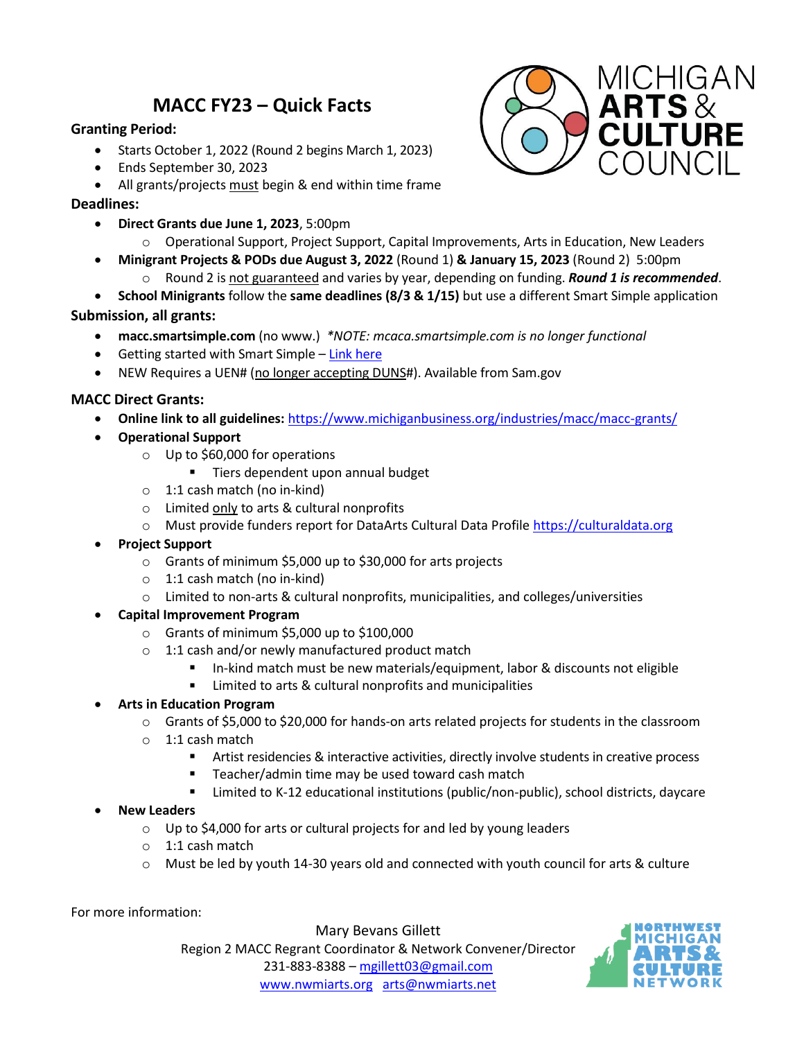# MACC FY23 – Quick Facts

**Granting Period:**

- Starts October 1, 2022 (Round 2 begins March 1, 2023)
- Ends September 30, 2023
- All grants/projects must begin & end within time frame

**Deadlines:**

- **Direct Grants due June 1, 2023**, 5:00pm
  - Operational Support, Project Support, Capital Improvements, Arts in Education, New Leaders
- **Minigrant Projects & PODs due August 3, 2022** (Round 1) **& January 15, 2023** (Round 2) 5:00pm
  - Round 2 is not guaranteed and varies by year, depending on funding. ***Round 1 is recommended***.
- **School Minigrants** follow the **same deadlines (8/3 & 1/15)** but use a different Smart Simple application

**Submission, all grants:**

- **macc.smartsimple.com** (no www.) *\*NOTE: mcaca.smartsimple.com is no longer functional*
- Getting started with Smart Simple – Link here
- NEW Requires a UEN# (no longer accepting DUNS#). Available from Sam.gov

**MACC Direct Grants:**

- **Online link to all guidelines:** https://www.michiganbusiness.org/industries/macc/macc-grants/
- **Operational Support**
  - Up to $60,000 for operations
    - Tiers dependent upon annual budget
  - 1:1 cash match (no in-kind)
  - Limited only to arts & cultural nonprofits
  - Must provide funders report for DataArts Cultural Data Profile https://culturaldata.org
- **Project Support**
  - Grants of minimum $5,000 up to $30,000 for arts projects
  - 1:1 cash match (no in-kind)
  - Limited to non-arts & cultural nonprofits, municipalities, and colleges/universities
- **Capital Improvement Program**
  - Grants of minimum $5,000 up to $100,000
  - 1:1 cash and/or newly manufactured product match
    - In-kind match must be new materials/equipment, labor & discounts not eligible
    - Limited to arts & cultural nonprofits and municipalities
- **Arts in Education Program**
  - Grants of $5,000 to $20,000 for hands-on arts related projects for students in the classroom
  - 1:1 cash match
    - Artist residencies & interactive activities, directly involve students in creative process
    - Teacher/admin time may be used toward cash match
    - Limited to K-12 educational institutions (public/non-public), school districts, daycare
- **New Leaders**
  - Up to $4,000 for arts or cultural projects for and led by young leaders
  - 1:1 cash match
  - Must be led by youth 14-30 years old and connected with youth council for arts & culture

For more information:

Mary Bevans Gillett
Region 2 MACC Regrant Coordinator & Network Convener/Director
231-883-8388 – mgillett03@gmail.com
www.nwmiarts.org arts@nwmiarts.net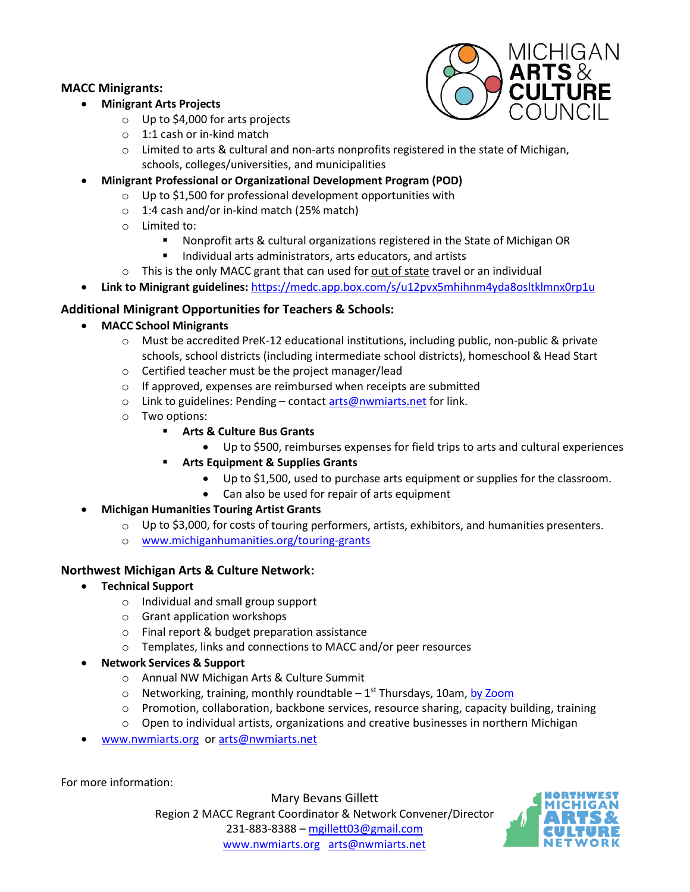**MACC Minigrants:**

- **Minigrant Arts Projects**
  - Up to $4,000 for arts projects
  - 1:1 cash or in-kind match
  - Limited to arts & cultural and non-arts nonprofits registered in the state of Michigan, schools, colleges/universities, and municipalities
- **Minigrant Professional or Organizational Development Program (POD)**
  - Up to $1,500 for professional development opportunities with
  - 1:4 cash and/or in-kind match (25% match)
  - Limited to:
    - Nonprofit arts & cultural organizations registered in the State of Michigan OR
    - Individual arts administrators, arts educators, and artists
  - This is the only MACC grant that can used for out of state travel or an individual
- **Link to Minigrant guidelines:** https://medc.app.box.com/s/u12pvx5mhihnm4yda8osltklmnx0rp1u

**Additional Minigrant Opportunities for Teachers & Schools:**

- **MACC School Minigrants**
  - Must be accredited PreK-12 educational institutions, including public, non-public & private schools, school districts (including intermediate school districts), homeschool & Head Start
  - Certified teacher must be the project manager/lead
  - If approved, expenses are reimbursed when receipts are submitted
  - Link to guidelines: Pending – contact arts@nwmiarts.net for link.
  - Two options:
    - **Arts & Culture Bus Grants**
      - Up to $500, reimburses expenses for field trips to arts and cultural experiences
    - **Arts Equipment & Supplies Grants**
      - Up to $1,500, used to purchase arts equipment or supplies for the classroom.
      - Can also be used for repair of arts equipment
- **Michigan Humanities Touring Artist Grants**
  - Up to $3,000, for costs of touring performers, artists, exhibitors, and humanities presenters.
  - www.michiganhumanities.org/touring-grants

**Northwest Michigan Arts & Culture Network:**

- **Technical Support**
  - Individual and small group support
  - Grant application workshops
  - Final report & budget preparation assistance
  - Templates, links and connections to MACC and/or peer resources
- **Network Services & Support**
  - Annual NW Michigan Arts & Culture Summit
  - Networking, training, monthly roundtable – 1st Thursdays, 10am, by Zoom
  - Promotion, collaboration, backbone services, resource sharing, capacity building, training
  - Open to individual artists, organizations and creative businesses in northern Michigan
- www.nwmiarts.org or arts@nwmiarts.net

For more information:

Mary Bevans Gillett
Region 2 MACC Regrant Coordinator & Network Convener/Director
231-883-8388 – mgillett03@gmail.com
www.nwmiarts.org arts@nwmiarts.net